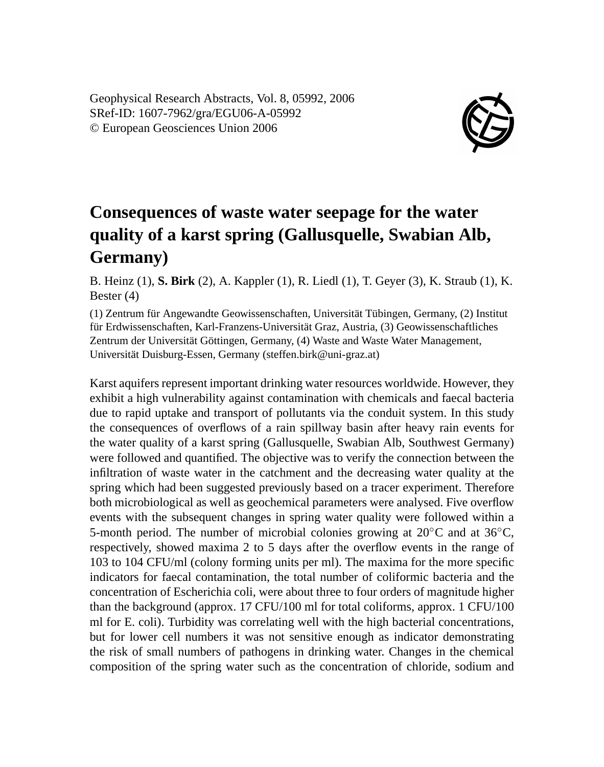Geophysical Research Abstracts, Vol. 8, 05992, 2006
SRef-ID: 1607-7962/gra/EGU06-A-05992
© European Geosciences Union 2006

# Consequences of waste water seepage for the water quality of a karst spring (Gallusquelle, Swabian Alb, Germany)

B. Heinz (1), **S. Birk** (2), A. Kappler (1), R. Liedl (1), T. Geyer (3), K. Straub (1), K. Bester (4)

(1) Zentrum für Angewandte Geowissenschaften, Universität Tübingen, Germany, (2) Institut für Erdwissenschaften, Karl-Franzens-Universität Graz, Austria, (3) Geowissenschaftliches Zentrum der Universität Göttingen, Germany, (4) Waste and Waste Water Management, Universität Duisburg-Essen, Germany (steffen.birk@uni-graz.at)

Karst aquifers represent important drinking water resources worldwide. However, they exhibit a high vulnerability against contamination with chemicals and faecal bacteria due to rapid uptake and transport of pollutants via the conduit system. In this study the consequences of overflows of a rain spillway basin after heavy rain events for the water quality of a karst spring (Gallusquelle, Swabian Alb, Southwest Germany) were followed and quantified. The objective was to verify the connection between the infiltration of waste water in the catchment and the decreasing water quality at the spring which had been suggested previously based on a tracer experiment. Therefore both microbiological as well as geochemical parameters were analysed. Five overflow events with the subsequent changes in spring water quality were followed within a 5-month period. The number of microbial colonies growing at 20°C and at 36°C, respectively, showed maxima 2 to 5 days after the overflow events in the range of 103 to 104 CFU/ml (colony forming units per ml). The maxima for the more specific indicators for faecal contamination, the total number of coliformic bacteria and the concentration of Escherichia coli, were about three to four orders of magnitude higher than the background (approx. 17 CFU/100 ml for total coliforms, approx. 1 CFU/100 ml for E. coli). Turbidity was correlating well with the high bacterial concentrations, but for lower cell numbers it was not sensitive enough as indicator demonstrating the risk of small numbers of pathogens in drinking water. Changes in the chemical composition of the spring water such as the concentration of chloride, sodium and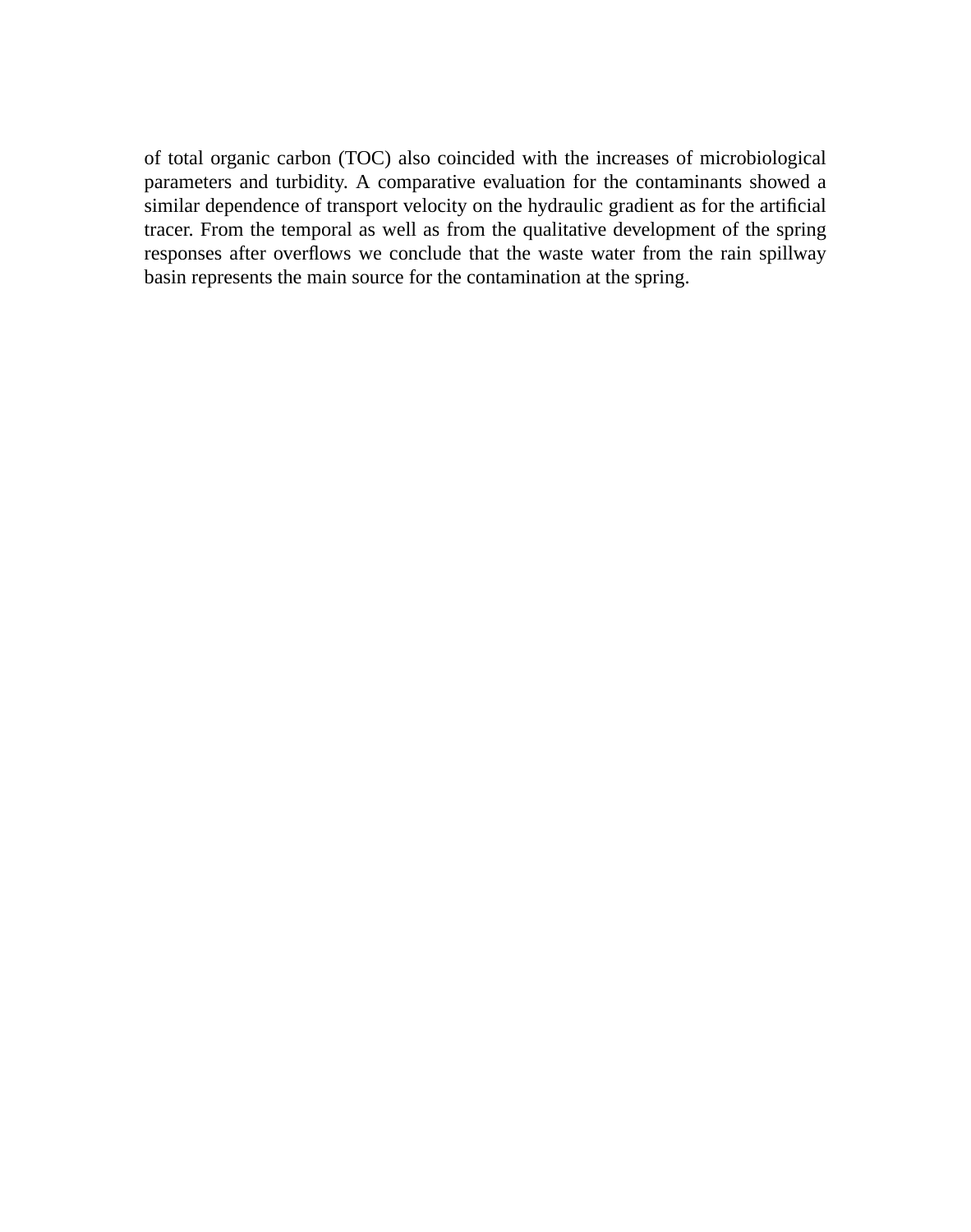of total organic carbon (TOC) also coincided with the increases of microbiological parameters and turbidity. A comparative evaluation for the contaminants showed a similar dependence of transport velocity on the hydraulic gradient as for the artificial tracer. From the temporal as well as from the qualitative development of the spring responses after overflows we conclude that the waste water from the rain spillway basin represents the main source for the contamination at the spring.